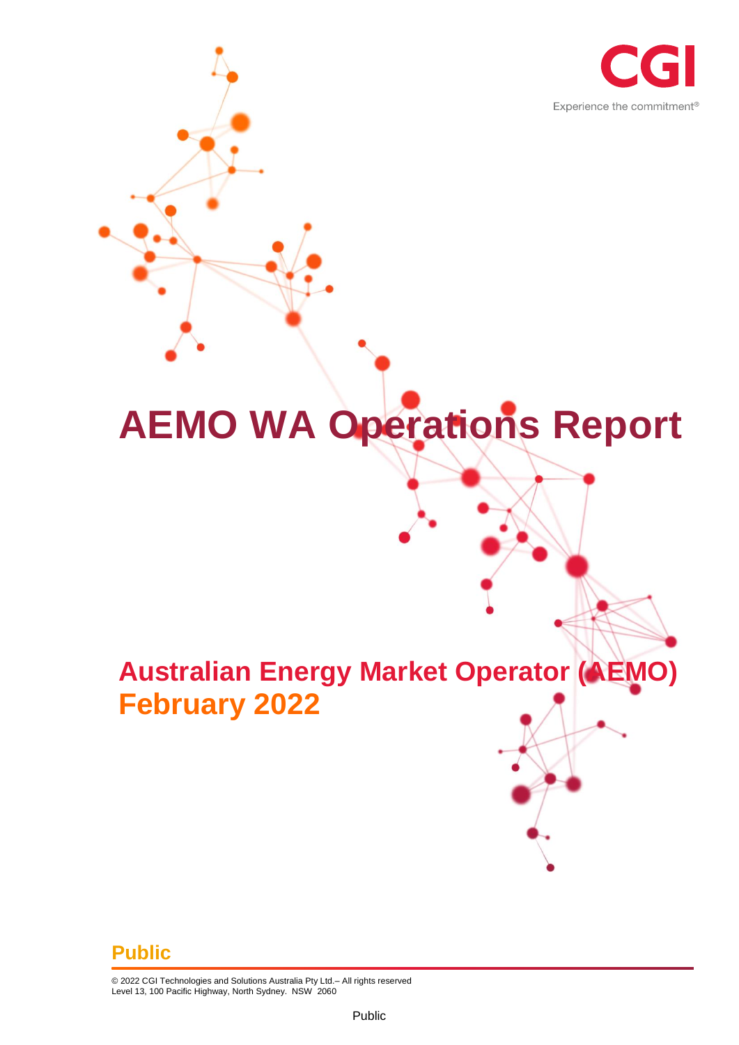CGI

Experience the commitment®

# AEMO WA Operations Report

## Australian Energy Market Operator (AEMO)
## February 2022

**Public**

© 2022 CGI Technologies and Solutions Australia Pty Ltd.– All rights reserved
Level 13, 100 Pacific Highway, North Sydney. NSW 2060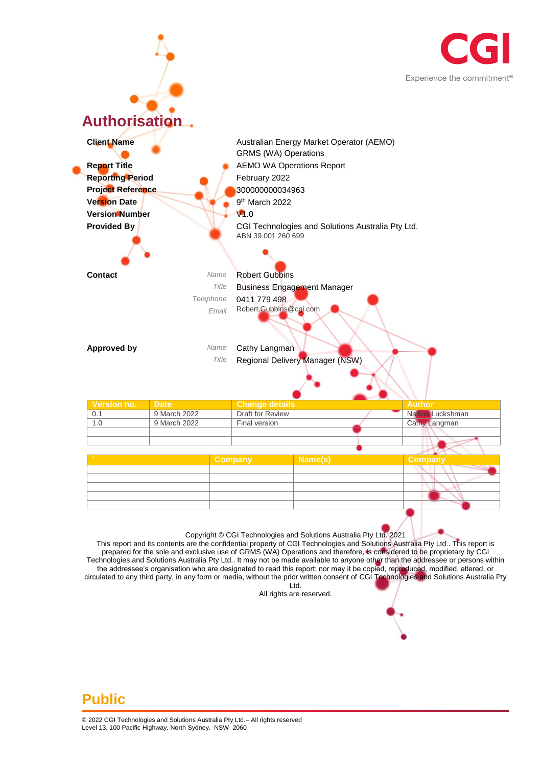# Authorisation

| | |
|---|---|
| **Client Name** | Australian Energy Market Operator (AEMO)<br>GRMS (WA) Operations |
| **Report Title** | AEMO WA Operations Report |
| **Reporting Period** | February 2022 |
| **Project Reference** | 300000000034963 |
| **Version Date** | 9th March 2022 |
| **Version Number** | V1.0 |
| **Provided By** | CGI Technologies and Solutions Australia Pty Ltd.<br>ABN 39 001 260 699 |

**Contact**

| | |
|---|---|
| *Name* | Robert Gubbins |
| *Title* | Business Engagement Manager |
| *Telephone* | 0411 779 498 |
| *Email* | Robert.Gubbins@cgi.com |

**Approved by**

| | |
|---|---|
| *Name* | Cathy Langman |
| *Title* | Regional Delivery Manager (NSW) |

| Version no. | Date | Change details | Author |
|---|---|---|---|
| 0.1 | 9 March 2022 | Draft for Review | Nallina Luckshman |
| 1.0 | 9 March 2022 | Final version | Cathy Langman |
| | | | |
| | | | |

| ` | Company | Name(s) | Company |
|---|---|---|---|
| | | | |
| | | | |
| | | | |
| | | | |
| | | | |

Copyright © CGI Technologies and Solutions Australia Pty Ltd. 2021
This report and its contents are the confidential property of CGI Technologies and Solutions Australia Pty Ltd.. This report is prepared for the sole and exclusive use of GRMS (WA) Operations and therefore, is considered to be proprietary by CGI Technologies and Solutions Australia Pty Ltd.. It may not be made available to anyone other than the addressee or persons within the addressee's organisation who are designated to read this report; nor may it be copied, reproduced, modified, altered, or circulated to any third party, in any form or media, without the prior written consent of CGI Technologies and Solutions Australia Pty Ltd.
All rights are reserved.

**Public**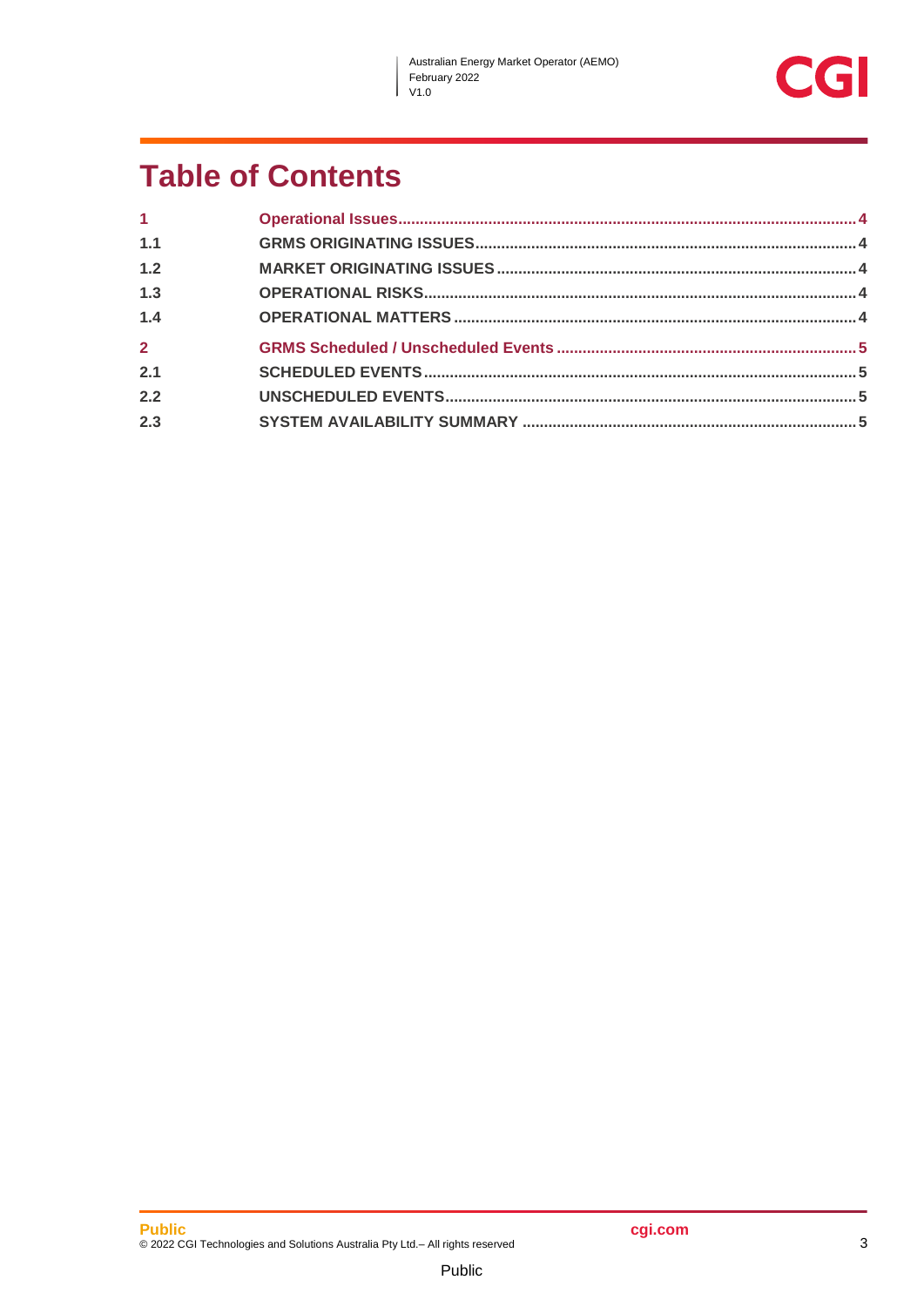# Table of Contents

| | | |
|---|---|---|
| **1** | **Operational Issues** | **4** |
| 1.1 | GRMS ORIGINATING ISSUES | 4 |
| 1.2 | MARKET ORIGINATING ISSUES | 4 |
| 1.3 | OPERATIONAL RISKS | 4 |
| 1.4 | OPERATIONAL MATTERS | 4 |
| **2** | **GRMS Scheduled / Unscheduled Events** | **5** |
| 2.1 | SCHEDULED EVENTS | 5 |
| 2.2 | UNSCHEDULED EVENTS | 5 |
| 2.3 | SYSTEM AVAILABILITY SUMMARY | 5 |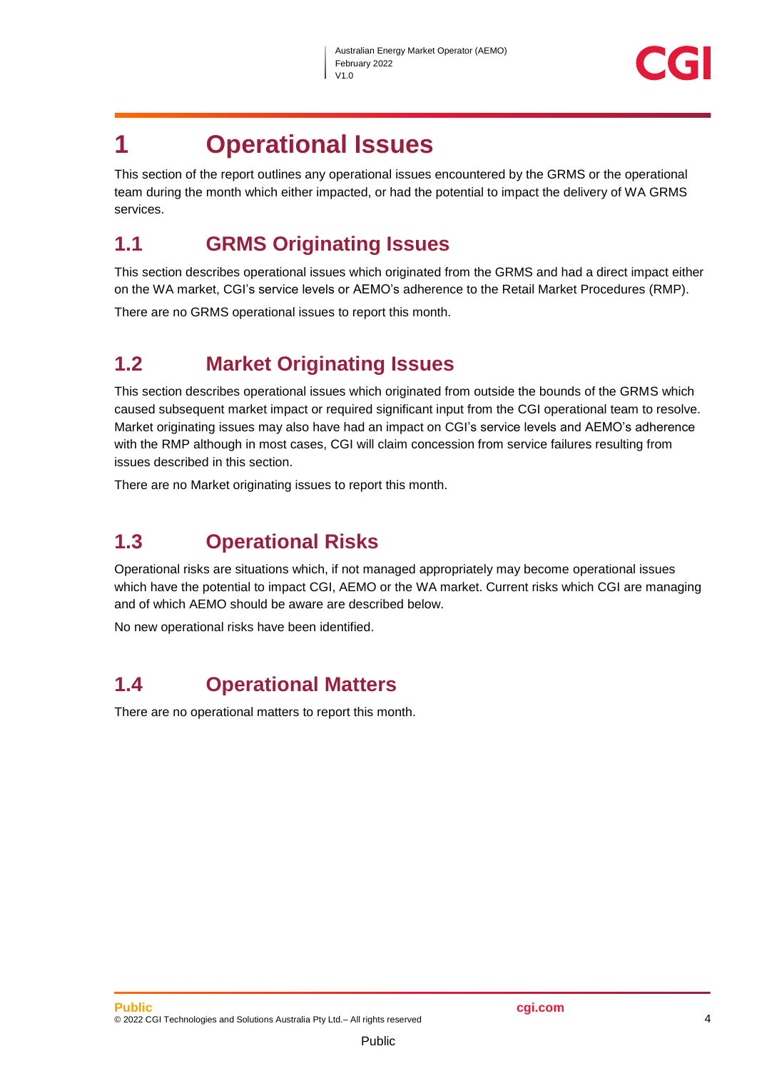# 1 Operational Issues

This section of the report outlines any operational issues encountered by the GRMS or the operational team during the month which either impacted, or had the potential to impact the delivery of WA GRMS services.

## 1.1 GRMS Originating Issues

This section describes operational issues which originated from the GRMS and had a direct impact either on the WA market, CGI's service levels or AEMO's adherence to the Retail Market Procedures (RMP).

There are no GRMS operational issues to report this month.

## 1.2 Market Originating Issues

This section describes operational issues which originated from outside the bounds of the GRMS which caused subsequent market impact or required significant input from the CGI operational team to resolve. Market originating issues may also have had an impact on CGI's service levels and AEMO's adherence with the RMP although in most cases, CGI will claim concession from service failures resulting from issues described in this section.

There are no Market originating issues to report this month.

## 1.3 Operational Risks

Operational risks are situations which, if not managed appropriately may become operational issues which have the potential to impact CGI, AEMO or the WA market. Current risks which CGI are managing and of which AEMO should be aware are described below.

No new operational risks have been identified.

## 1.4 Operational Matters

There are no operational matters to report this month.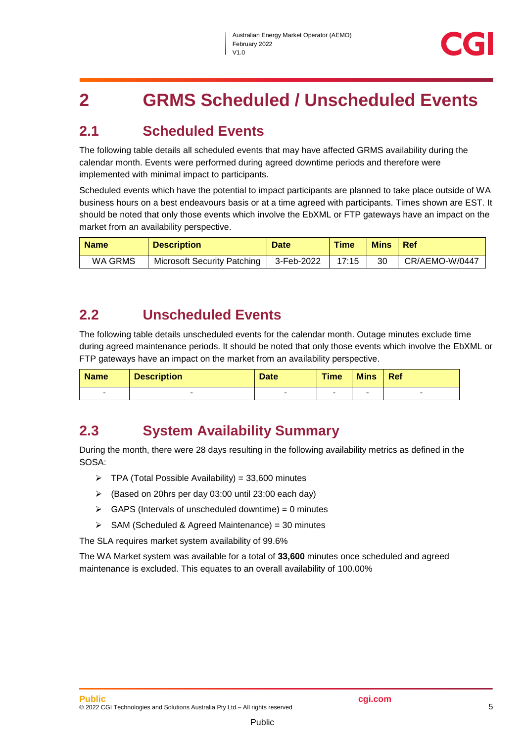# 2 GRMS Scheduled / Unscheduled Events

## 2.1 Scheduled Events

The following table details all scheduled events that may have affected GRMS availability during the calendar month. Events were performed during agreed downtime periods and therefore were implemented with minimal impact to participants.

Scheduled events which have the potential to impact participants are planned to take place outside of WA business hours on a best endeavours basis or at a time agreed with participants. Times shown are EST. It should be noted that only those events which involve the EbXML or FTP gateways have an impact on the market from an availability perspective.

| Name | Description | Date | Time | Mins | Ref |
|---|---|---|---|---|---|
| WA GRMS | Microsoft Security Patching | 3-Feb-2022 | 17:15 | 30 | CR/AEMO-W/0447 |

## 2.2 Unscheduled Events

The following table details unscheduled events for the calendar month. Outage minutes exclude time during agreed maintenance periods. It should be noted that only those events which involve the EbXML or FTP gateways have an impact on the market from an availability perspective.

| Name | Description | Date | Time | Mins | Ref |
|---|---|---|---|---|---|
| - | - | - | - | - | - |

## 2.3 System Availability Summary

During the month, there were 28 days resulting in the following availability metrics as defined in the SOSA:

- TPA (Total Possible Availability) = 33,600 minutes
- (Based on 20hrs per day 03:00 until 23:00 each day)
- GAPS (Intervals of unscheduled downtime) = 0 minutes
- SAM (Scheduled & Agreed Maintenance) = 30 minutes

The SLA requires market system availability of 99.6%

The WA Market system was available for a total of **33,600** minutes once scheduled and agreed maintenance is excluded. This equates to an overall availability of 100.00%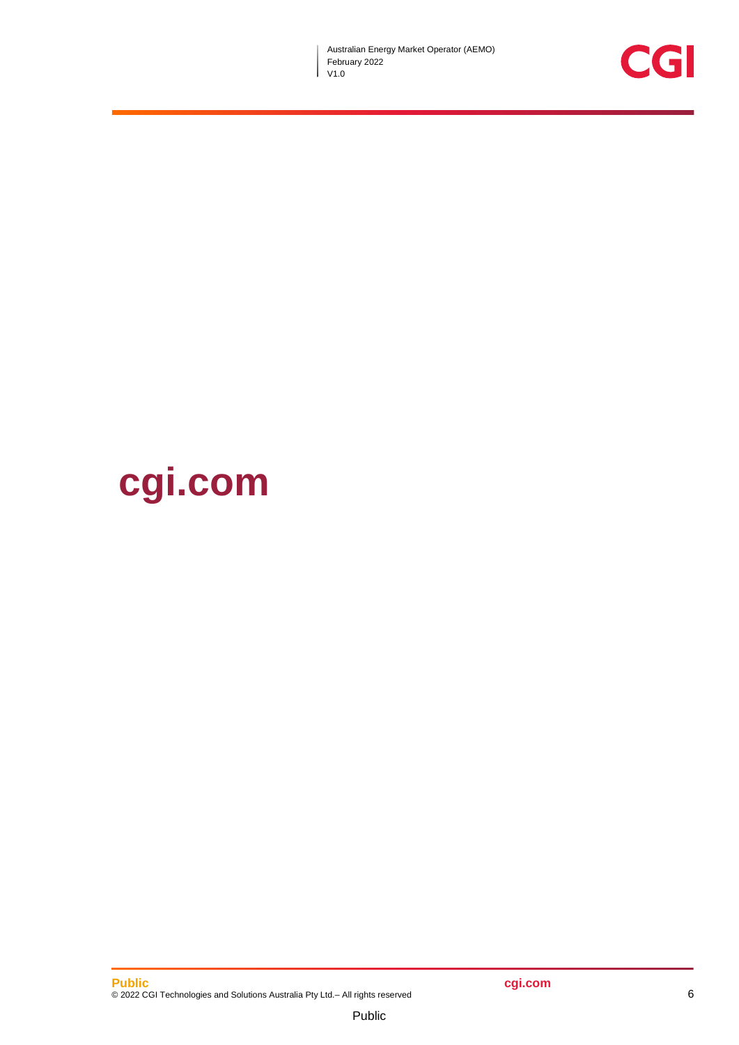**cgi.com**